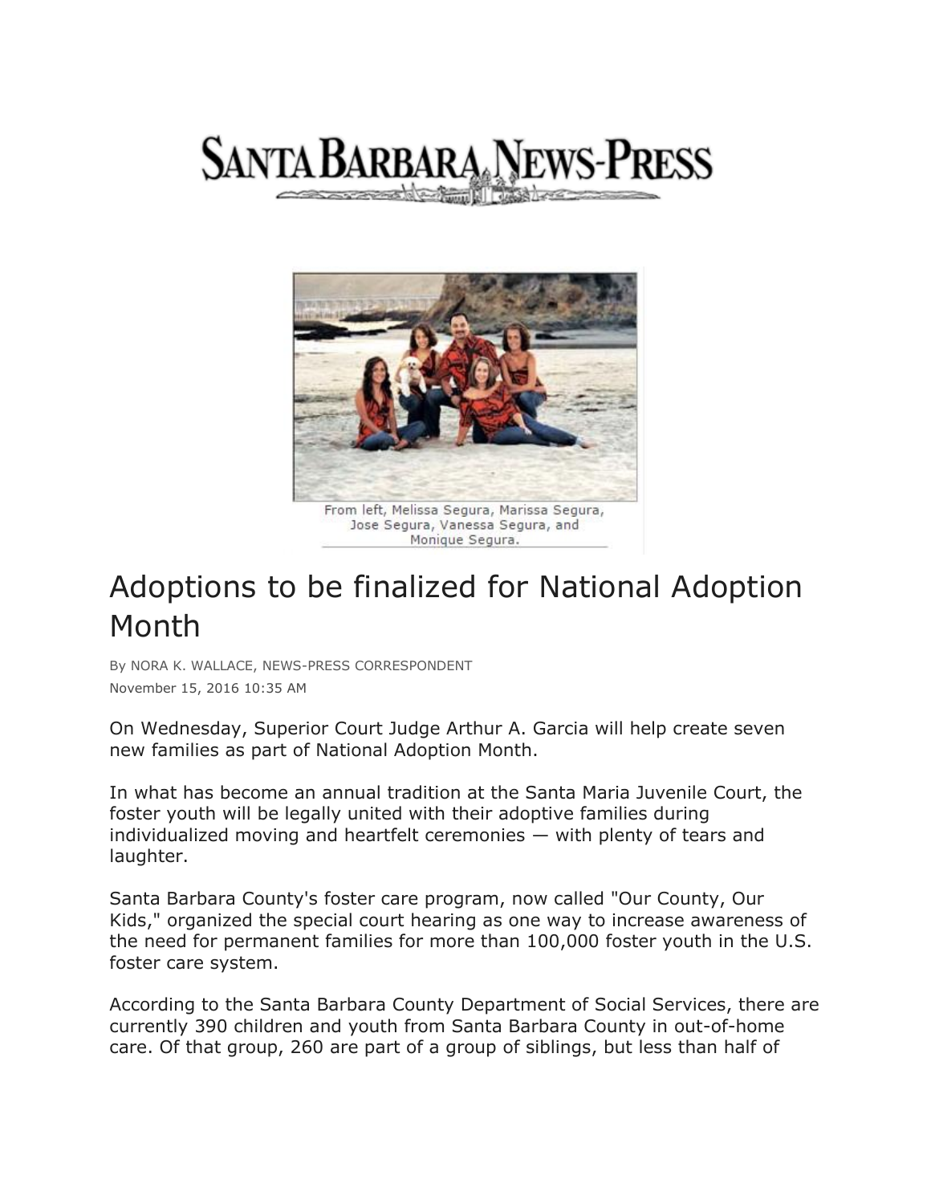# SANTA BARBARA NEWS-PRESS

From left, Melissa Segura, Marissa Segura, Jose Segura, Vanessa Segura, and Monique Segura.

## Adoptions to be finalized for National Adoption Month

By NORA K. WALLACE, NEWS-PRESS CORRESPONDENT

November 15, 2016 10:35 AM

On Wednesday, Superior Court Judge Arthur A. Garcia will help create seven new families as part of National Adoption Month.

In what has become an annual tradition at the Santa Maria Juvenile Court, the foster youth will be legally united with their adoptive families during individualized moving and heartfelt ceremonies — with plenty of tears and laughter.

Santa Barbara County's foster care program, now called "Our County, Our Kids," organized the special court hearing as one way to increase awareness of the need for permanent families for more than 100,000 foster youth in the U.S. foster care system.

According to the Santa Barbara County Department of Social Services, there are currently 390 children and youth from Santa Barbara County in out-of-home care. Of that group, 260 are part of a group of siblings, but less than half of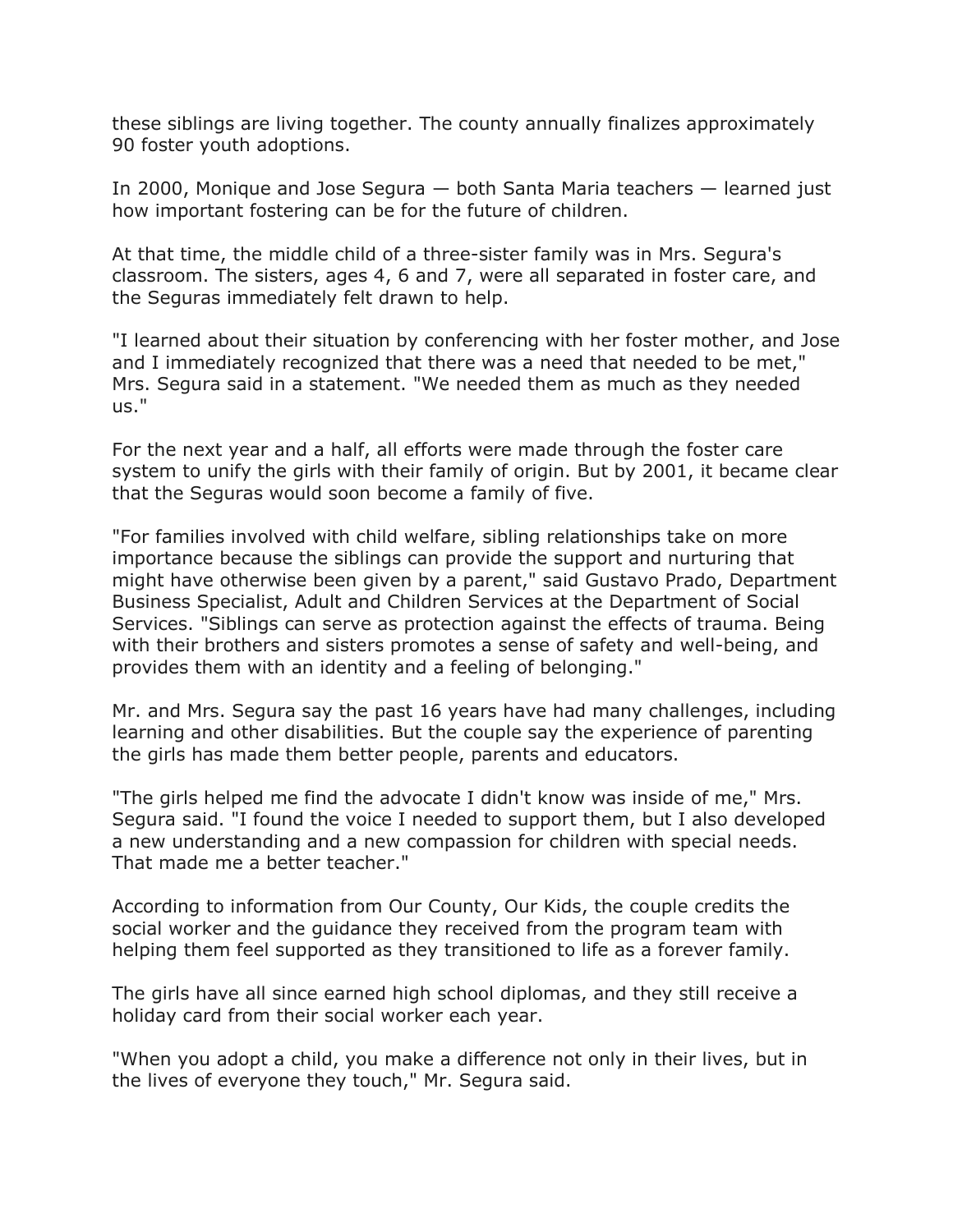these siblings are living together. The county annually finalizes approximately 90 foster youth adoptions.

In 2000, Monique and Jose Segura — both Santa Maria teachers — learned just how important fostering can be for the future of children.

At that time, the middle child of a three-sister family was in Mrs. Segura's classroom. The sisters, ages 4, 6 and 7, were all separated in foster care, and the Seguras immediately felt drawn to help.

"I learned about their situation by conferencing with her foster mother, and Jose and I immediately recognized that there was a need that needed to be met," Mrs. Segura said in a statement. "We needed them as much as they needed us."

For the next year and a half, all efforts were made through the foster care system to unify the girls with their family of origin. But by 2001, it became clear that the Seguras would soon become a family of five.

"For families involved with child welfare, sibling relationships take on more importance because the siblings can provide the support and nurturing that might have otherwise been given by a parent," said Gustavo Prado, Department Business Specialist, Adult and Children Services at the Department of Social Services. "Siblings can serve as protection against the effects of trauma. Being with their brothers and sisters promotes a sense of safety and well-being, and provides them with an identity and a feeling of belonging."

Mr. and Mrs. Segura say the past 16 years have had many challenges, including learning and other disabilities. But the couple say the experience of parenting the girls has made them better people, parents and educators.

"The girls helped me find the advocate I didn't know was inside of me," Mrs. Segura said. "I found the voice I needed to support them, but I also developed a new understanding and a new compassion for children with special needs. That made me a better teacher."

According to information from Our County, Our Kids, the couple credits the social worker and the guidance they received from the program team with helping them feel supported as they transitioned to life as a forever family.

The girls have all since earned high school diplomas, and they still receive a holiday card from their social worker each year.

"When you adopt a child, you make a difference not only in their lives, but in the lives of everyone they touch," Mr. Segura said.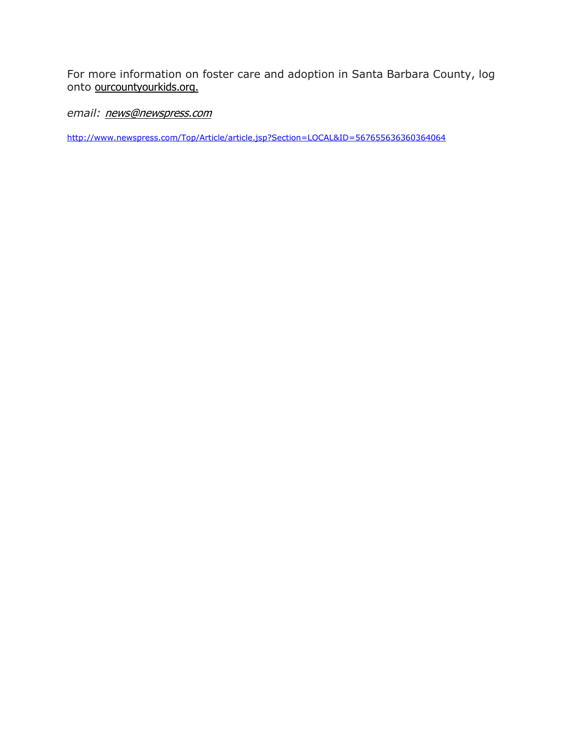For more information on foster care and adoption in Santa Barbara County, log onto ourcountyourkids.org.

*email: news@newspress.com*

http://www.newspress.com/Top/Article/article.jsp?Section=LOCAL&ID=567655636360364064